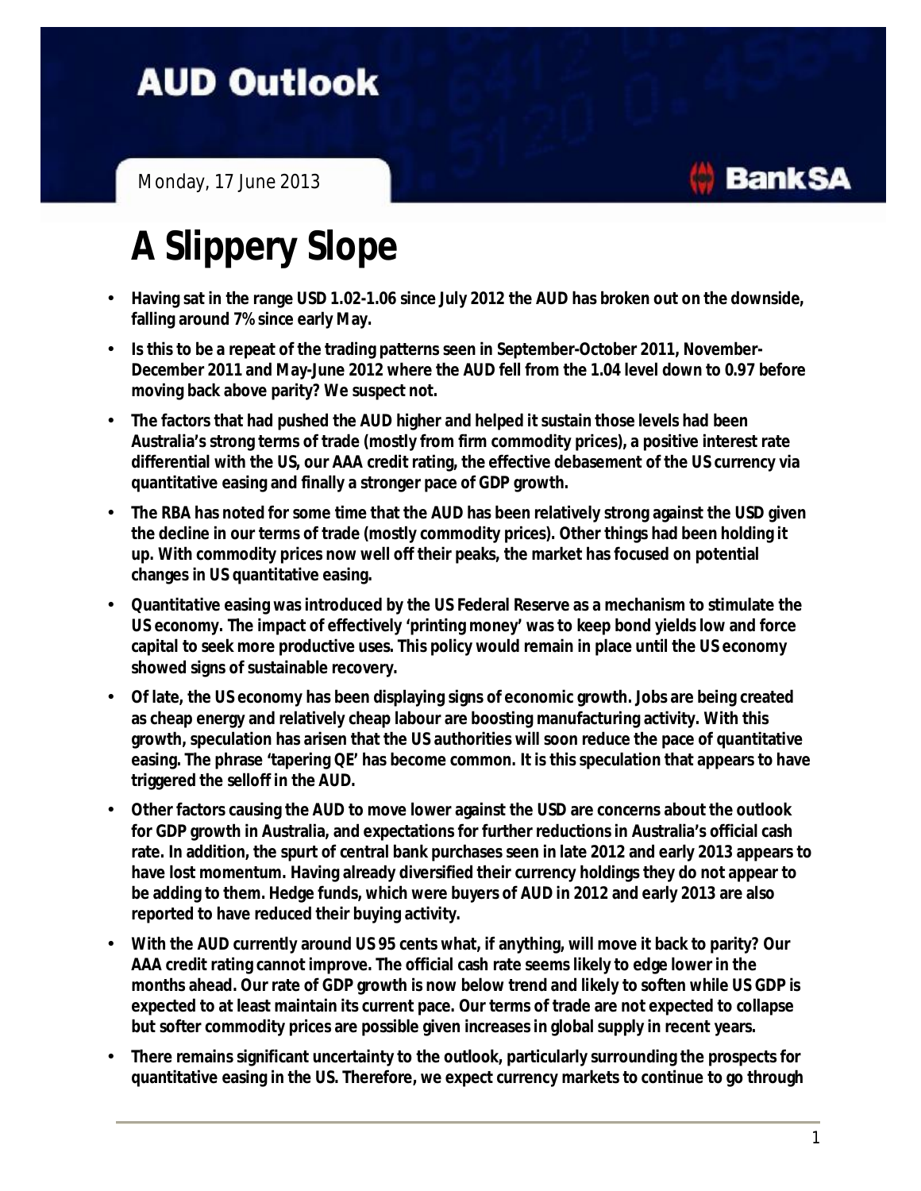# AUD Outlook

Monday, 17 June 2013

BankSA

# A Slippery Slope

- **Having sat in the range USD 1.02-1.06 since July 2012 the AUD has broken out on the downside, falling around 7% since early May.**
- **Is this to be a repeat of the trading patterns seen in September-October 2011, November-December 2011 and May-June 2012 where the AUD fell from the 1.04 level down to 0.97 before moving back above parity? We suspect not.**
- **The factors that had pushed the AUD higher and helped it sustain those levels had been Australia's strong terms of trade (mostly from firm commodity prices), a positive interest rate differential with the US, our AAA credit rating, the effective debasement of the US currency via quantitative easing and finally a stronger pace of GDP growth.**
- **The RBA has noted for some time that the AUD has been relatively strong against the USD given the decline in our terms of trade (mostly commodity prices). Other things had been holding it up. With commodity prices now well off their peaks, the market has focused on potential changes in US quantitative easing.**
- **Quantitative easing was introduced by the US Federal Reserve as a mechanism to stimulate the US economy. The impact of effectively 'printing money' was to keep bond yields low and force capital to seek more productive uses. This policy would remain in place until the US economy showed signs of sustainable recovery.**
- **Of late, the US economy has been displaying signs of economic growth. Jobs are being created as cheap energy and relatively cheap labour are boosting manufacturing activity. With this growth, speculation has arisen that the US authorities will soon reduce the pace of quantitative easing. The phrase 'tapering QE' has become common. It is this speculation that appears to have triggered the selloff in the AUD.**
- **Other factors causing the AUD to move lower against the USD are concerns about the outlook for GDP growth in Australia, and expectations for further reductions in Australia's official cash rate. In addition, the spurt of central bank purchases seen in late 2012 and early 2013 appears to have lost momentum. Having already diversified their currency holdings they do not appear to be adding to them. Hedge funds, which were buyers of AUD in 2012 and early 2013 are also reported to have reduced their buying activity.**
- **With the AUD currently around US 95 cents what, if anything, will move it back to parity? Our AAA credit rating cannot improve. The official cash rate seems likely to edge lower in the months ahead. Our rate of GDP growth is now below trend and likely to soften while US GDP is expected to at least maintain its current pace. Our terms of trade are not expected to collapse but softer commodity prices are possible given increases in global supply in recent years.**
- **There remains significant uncertainty to the outlook, particularly surrounding the prospects for quantitative easing in the US. Therefore, we expect currency markets to continue to go through**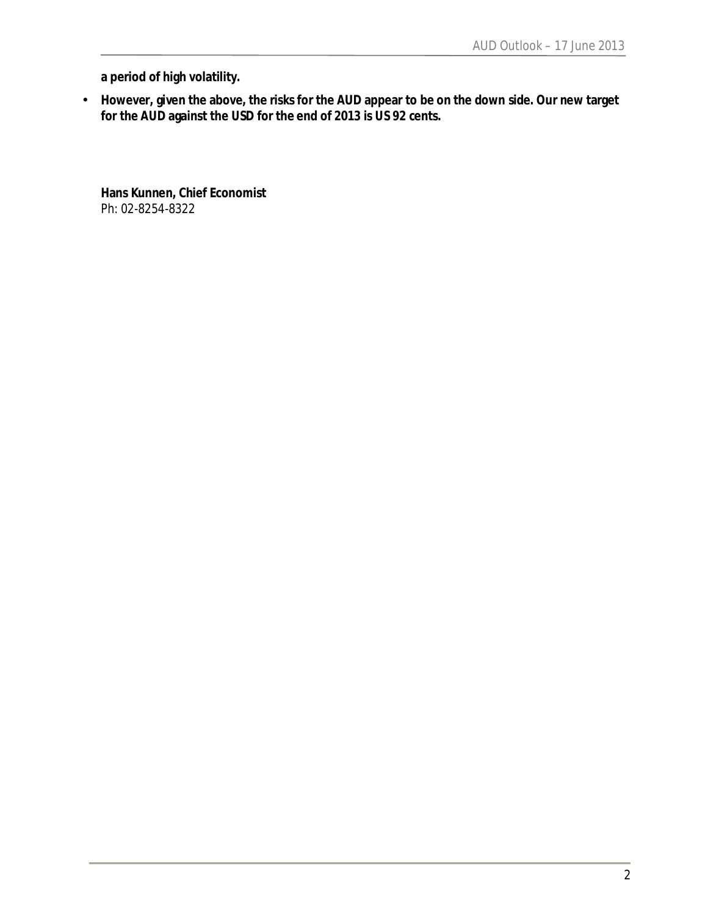**a period of high volatility.**

- **However, given the above, the risks for the AUD appear to be on the down side. Our new target for the AUD against the USD for the end of 2013 is US 92 cents.**

**Hans Kunnen, Chief Economist**
Ph: 02-8254-8322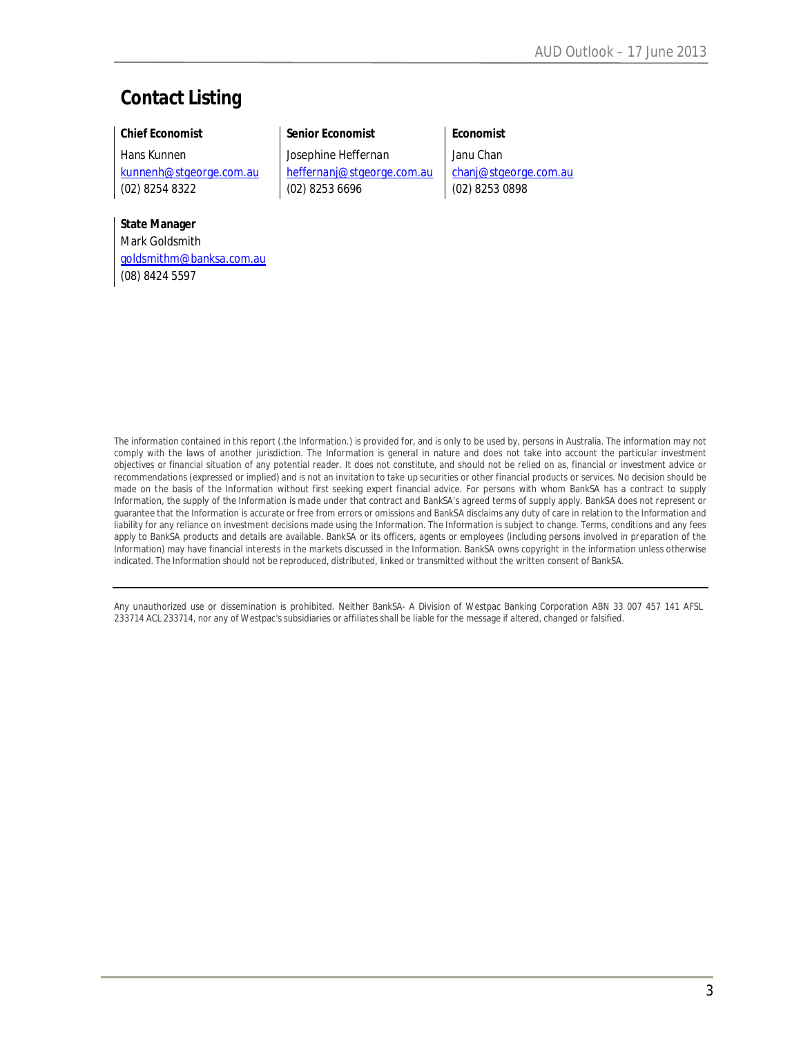## Contact Listing

**Chief Economist**
Hans Kunnen
kunnenh@stgeorge.com.au
(02) 8254 8322

**Senior Economist**
Josephine Heffernan
heffernanj@stgeorge.com.au
(02) 8253 6696

**Economist**
Janu Chan
chanj@stgeorge.com.au
(02) 8253 0898

**State Manager**
Mark Goldsmith
goldsmithm@banksa.com.au
(08) 8424 5597

*The information contained in this report (.the Information.) is provided for, and is only to be used by, persons in Australia. The information may not comply with the laws of another jurisdiction. The Information is general in nature and does not take into account the particular investment objectives or financial situation of any potential reader. It does not constitute, and should not be relied on as, financial or investment advice or recommendations (expressed or implied) and is not an invitation to take up securities or other financial products or services. No decision should be made on the basis of the Information without first seeking expert financial advice. For persons with whom BankSA has a contract to supply Information, the supply of the Information is made under that contract and BankSA's agreed terms of supply apply. BankSA does not represent or guarantee that the Information is accurate or free from errors or omissions and BankSA disclaims any duty of care in relation to the Information and liability for any reliance on investment decisions made using the Information. The Information is subject to change. Terms, conditions and any fees apply to BankSA products and details are available. BankSA or its officers, agents or employees (including persons involved in preparation of the Information) may have financial interests in the markets discussed in the Information. BankSA owns copyright in the information unless otherwise indicated. The Information should not be reproduced, distributed, linked or transmitted without the written consent of BankSA.*

---

*Any unauthorized use or dissemination is prohibited. Neither BankSA- A Division of Westpac Banking Corporation ABN 33 007 457 141 AFSL 233714 ACL 233714, nor any of Westpac's subsidiaries or affiliates shall be liable for the message if altered, changed or falsified.*